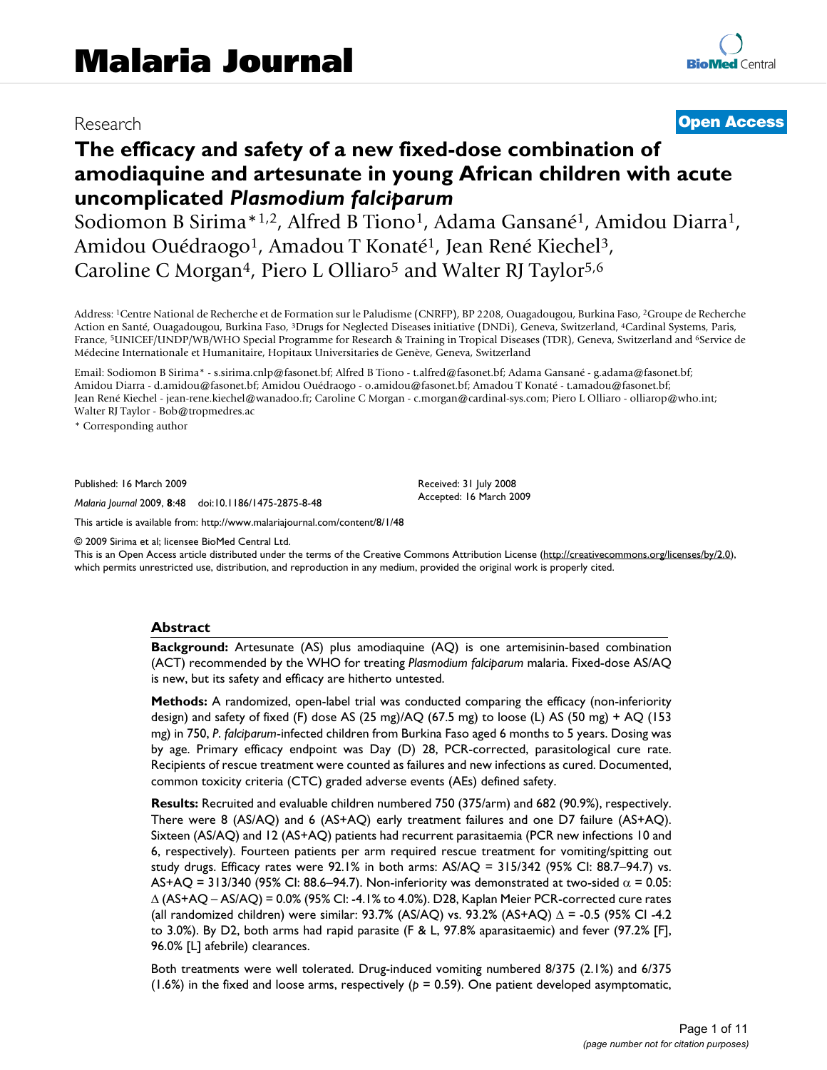# Malaria Journal

Research **Open Access**

# The efficacy and safety of a new fixed-dose combination of amodiaquine and artesunate in young African children with acute uncomplicated *Plasmodium falciparum*

Sodiomon B Sirima*[1,2], Alfred B Tiono[1], Adama Gansané[1], Amidou Diarra[1], Amidou Ouédraogo[1], Amadou T Konaté[1], Jean René Kiechel[3], Caroline C Morgan[4], Piero L Olliaro[5] and Walter RJ Taylor[5,6]

Address: [1]Centre National de Recherche et de Formation sur le Paludisme (CNRFP), BP 2208, Ouagadougou, Burkina Faso, [2]Groupe de Recherche Action en Santé, Ouagadougou, Burkina Faso, [3]Drugs for Neglected Diseases initiative (DNDi), Geneva, Switzerland, [4]Cardinal Systems, Paris, France, [5]UNICEF/UNDP/WB/WHO Special Programme for Research & Training in Tropical Diseases (TDR), Geneva, Switzerland and [6]Service de Médecine Internationale et Humanitaire, Hopitaux Universitaries de Genève, Geneva, Switzerland

Email: Sodiomon B Sirima* - s.sirima.cnlp@fasonet.bf; Alfred B Tiono - t.alfred@fasonet.bf; Adama Gansané - g.adama@fasonet.bf; Amidou Diarra - d.amidou@fasonet.bf; Amidou Ouédraogo - o.amidou@fasonet.bf; Amadou T Konaté - t.amadou@fasonet.bf; Jean René Kiechel - jean-rene.kiechel@wanadoo.fr; Caroline C Morgan - c.morgan@cardinal-sys.com; Piero L Olliaro - olliarop@who.int; Walter RJ Taylor - Bob@tropmedres.ac

\* Corresponding author

Published: 16 March 2009

*Malaria Journal* 2009, **8**:48 doi:10.1186/1475-2875-8-48

Received: 31 July 2008
Accepted: 16 March 2009

This article is available from: http://www.malariajournal.com/content/8/1/48

© 2009 Sirima et al; licensee BioMed Central Ltd.
This is an Open Access article distributed under the terms of the Creative Commons Attribution License (http://creativecommons.org/licenses/by/2.0), which permits unrestricted use, distribution, and reproduction in any medium, provided the original work is properly cited.

## Abstract

**Background:** Artesunate (AS) plus amodiaquine (AQ) is one artemisinin-based combination (ACT) recommended by the WHO for treating *Plasmodium falciparum* malaria. Fixed-dose AS/AQ is new, but its safety and efficacy are hitherto untested.

**Methods:** A randomized, open-label trial was conducted comparing the efficacy (non-inferiority design) and safety of fixed (F) dose AS (25 mg)/AQ (67.5 mg) to loose (L) AS (50 mg) + AQ (153 mg) in 750, *P. falciparum*-infected children from Burkina Faso aged 6 months to 5 years. Dosing was by age. Primary efficacy endpoint was Day (D) 28, PCR-corrected, parasitological cure rate. Recipients of rescue treatment were counted as failures and new infections as cured. Documented, common toxicity criteria (CTC) graded adverse events (AEs) defined safety.

**Results:** Recruited and evaluable children numbered 750 (375/arm) and 682 (90.9%), respectively. There were 8 (AS/AQ) and 6 (AS+AQ) early treatment failures and one D7 failure (AS+AQ). Sixteen (AS/AQ) and 12 (AS+AQ) patients had recurrent parasitaemia (PCR new infections 10 and 6, respectively). Fourteen patients per arm required rescue treatment for vomiting/spitting out study drugs. Efficacy rates were 92.1% in both arms: AS/AQ = 315/342 (95% CI: 88.7–94.7) vs. AS+AQ = 313/340 (95% CI: 88.6–94.7). Non-inferiority was demonstrated at two-sided $\alpha = 0.05$: $\Delta$ (AS+AQ – AS/AQ) = 0.0% (95% CI: -4.1% to 4.0%). D28, Kaplan Meier PCR-corrected cure rates (all randomized children) were similar: 93.7% (AS/AQ) vs. 93.2% (AS+AQ) $\Delta$ = -0.5 (95% CI -4.2 to 3.0%). By D2, both arms had rapid parasite (F & L, 97.8% aparasitaemic) and fever (97.2% [F], 96.0% [L] afebrile) clearances.

Both treatments were well tolerated. Drug-induced vomiting numbered 8/375 (2.1%) and 6/375 (1.6%) in the fixed and loose arms, respectively ($p = 0.59$). One patient developed asymptomatic,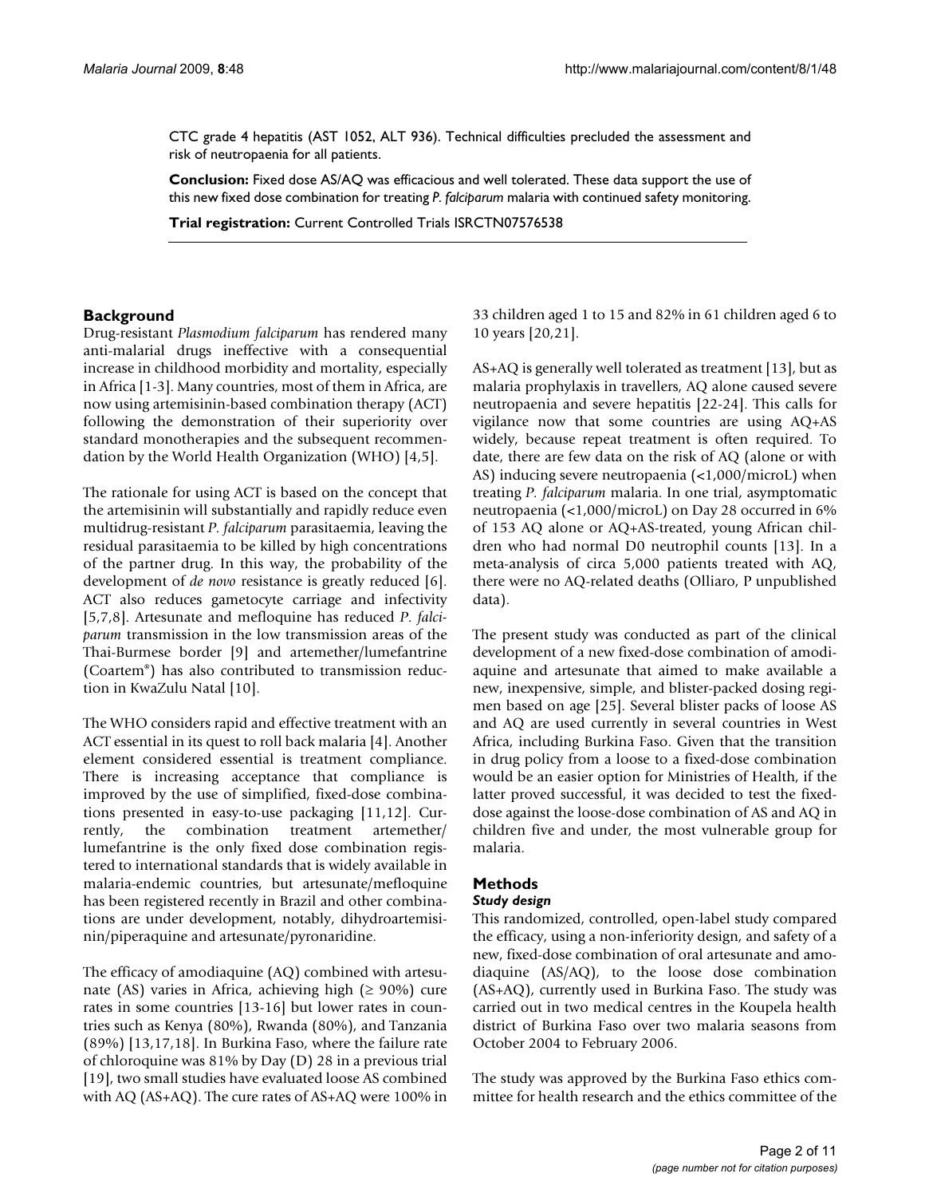CTC grade 4 hepatitis (AST 1052, ALT 936). Technical difficulties precluded the assessment and risk of neutropaenia for all patients.

**Conclusion:** Fixed dose AS/AQ was efficacious and well tolerated. These data support the use of this new fixed dose combination for treating *P. falciparum* malaria with continued safety monitoring.

**Trial registration:** Current Controlled Trials ISRCTN07576538

## Background

Drug-resistant *Plasmodium falciparum* has rendered many anti-malarial drugs ineffective with a consequential increase in childhood morbidity and mortality, especially in Africa [1-3]. Many countries, most of them in Africa, are now using artemisinin-based combination therapy (ACT) following the demonstration of their superiority over standard monotherapies and the subsequent recommendation by the World Health Organization (WHO) [4,5].

The rationale for using ACT is based on the concept that the artemisinin will substantially and rapidly reduce even multidrug-resistant *P. falciparum* parasitaemia, leaving the residual parasitaemia to be killed by high concentrations of the partner drug. In this way, the probability of the development of *de novo* resistance is greatly reduced [6]. ACT also reduces gametocyte carriage and infectivity [5,7,8]. Artesunate and mefloquine has reduced *P. falciparum* transmission in the low transmission areas of the Thai-Burmese border [9] and artemether/lumefantrine (Coartem®) has also contributed to transmission reduction in KwaZulu Natal [10].

The WHO considers rapid and effective treatment with an ACT essential in its quest to roll back malaria [4]. Another element considered essential is treatment compliance. There is increasing acceptance that compliance is improved by the use of simplified, fixed-dose combinations presented in easy-to-use packaging [11,12]. Currently, the combination treatment artemether/lumefantrine is the only fixed dose combination registered to international standards that is widely available in malaria-endemic countries, but artesunate/mefloquine has been registered recently in Brazil and other combinations are under development, notably, dihydroartemisinin/piperaquine and artesunate/pyronaridine.

The efficacy of amodiaquine (AQ) combined with artesunate (AS) varies in Africa, achieving high (≥ 90%) cure rates in some countries [13-16] but lower rates in countries such as Kenya (80%), Rwanda (80%), and Tanzania (89%) [13,17,18]. In Burkina Faso, where the failure rate of chloroquine was 81% by Day (D) 28 in a previous trial [19], two small studies have evaluated loose AS combined with AQ (AS+AQ). The cure rates of AS+AQ were 100% in 33 children aged 1 to 15 and 82% in 61 children aged 6 to 10 years [20,21].

AS+AQ is generally well tolerated as treatment [13], but as malaria prophylaxis in travellers, AQ alone caused severe neutropaenia and severe hepatitis [22-24]. This calls for vigilance now that some countries are using AQ+AS widely, because repeat treatment is often required. To date, there are few data on the risk of AQ (alone or with AS) inducing severe neutropaenia (<1,000/microL) when treating *P. falciparum* malaria. In one trial, asymptomatic neutropaenia (<1,000/microL) on Day 28 occurred in 6% of 153 AQ alone or AQ+AS-treated, young African children who had normal D0 neutrophil counts [13]. In a meta-analysis of circa 5,000 patients treated with AQ, there were no AQ-related deaths (Olliaro, P unpublished data).

The present study was conducted as part of the clinical development of a new fixed-dose combination of amodiaquine and artesunate that aimed to make available a new, inexpensive, simple, and blister-packed dosing regimen based on age [25]. Several blister packs of loose AS and AQ are used currently in several countries in West Africa, including Burkina Faso. Given that the transition in drug policy from a loose to a fixed-dose combination would be an easier option for Ministries of Health, if the latter proved successful, it was decided to test the fixed-dose against the loose-dose combination of AS and AQ in children five and under, the most vulnerable group for malaria.

## Methods

### Study design

This randomized, controlled, open-label study compared the efficacy, using a non-inferiority design, and safety of a new, fixed-dose combination of oral artesunate and amodiaquine (AS/AQ), to the loose dose combination (AS+AQ), currently used in Burkina Faso. The study was carried out in two medical centres in the Koupela health district of Burkina Faso over two malaria seasons from October 2004 to February 2006.

The study was approved by the Burkina Faso ethics committee for health research and the ethics committee of the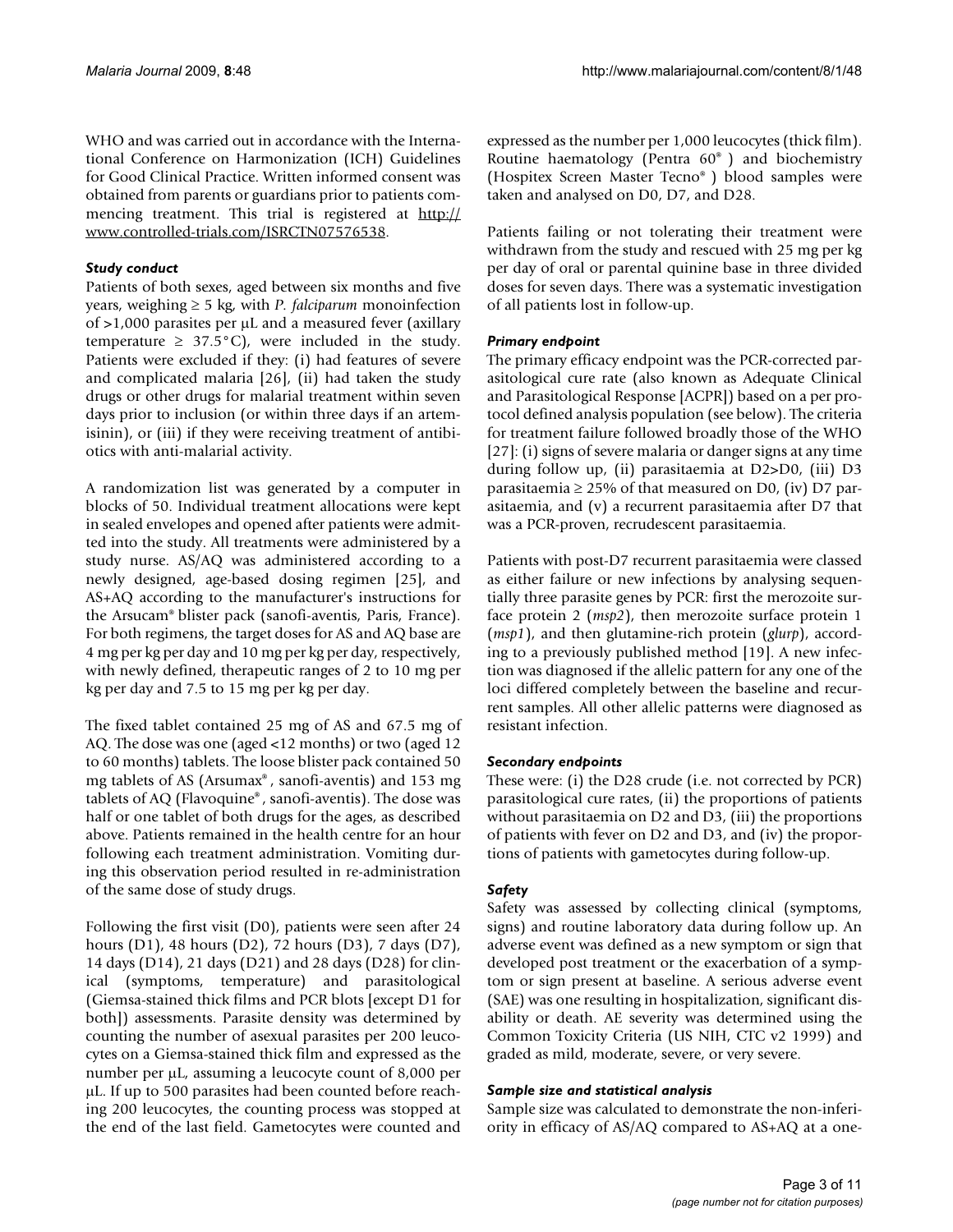WHO and was carried out in accordance with the International Conference on Harmonization (ICH) Guidelines for Good Clinical Practice. Written informed consent was obtained from parents or guardians prior to patients commencing treatment. This trial is registered at http://www.controlled-trials.com/ISRCTN07576538.

### *Study conduct*

Patients of both sexes, aged between six months and five years, weighing ≥ 5 kg, with *P. falciparum* monoinfection of >1,000 parasites per μL and a measured fever (axillary temperature ≥ 37.5°C), were included in the study. Patients were excluded if they: (i) had features of severe and complicated malaria [26], (ii) had taken the study drugs or other drugs for malarial treatment within seven days prior to inclusion (or within three days if an artemisinin), or (iii) if they were receiving treatment of antibiotics with anti-malarial activity.

A randomization list was generated by a computer in blocks of 50. Individual treatment allocations were kept in sealed envelopes and opened after patients were admitted into the study. All treatments were administered by a study nurse. AS/AQ was administered according to a newly designed, age-based dosing regimen [25], and AS+AQ according to the manufacturer's instructions for the Arsucam® blister pack (sanofi-aventis, Paris, France). For both regimens, the target doses for AS and AQ base are 4 mg per kg per day and 10 mg per kg per day, respectively, with newly defined, therapeutic ranges of 2 to 10 mg per kg per day and 7.5 to 15 mg per kg per day.

The fixed tablet contained 25 mg of AS and 67.5 mg of AQ. The dose was one (aged <12 months) or two (aged 12 to 60 months) tablets. The loose blister pack contained 50 mg tablets of AS (Arsumax®, sanofi-aventis) and 153 mg tablets of AQ (Flavoquine®, sanofi-aventis). The dose was half or one tablet of both drugs for the ages, as described above. Patients remained in the health centre for an hour following each treatment administration. Vomiting during this observation period resulted in re-administration of the same dose of study drugs.

Following the first visit (D0), patients were seen after 24 hours (D1), 48 hours (D2), 72 hours (D3), 7 days (D7), 14 days (D14), 21 days (D21) and 28 days (D28) for clinical (symptoms, temperature) and parasitological (Giemsa-stained thick films and PCR blots [except D1 for both]) assessments. Parasite density was determined by counting the number of asexual parasites per 200 leucocytes on a Giemsa-stained thick film and expressed as the number per μL, assuming a leucocyte count of 8,000 per μL. If up to 500 parasites had been counted before reaching 200 leucocytes, the counting process was stopped at the end of the last field. Gametocytes were counted and expressed as the number per 1,000 leucocytes (thick film). Routine haematology (Pentra 60®) and biochemistry (Hospitex Screen Master Tecno®) blood samples were taken and analysed on D0, D7, and D28.

Patients failing or not tolerating their treatment were withdrawn from the study and rescued with 25 mg per kg per day of oral or parental quinine base in three divided doses for seven days. There was a systematic investigation of all patients lost in follow-up.

### *Primary endpoint*

The primary efficacy endpoint was the PCR-corrected parasitological cure rate (also known as Adequate Clinical and Parasitological Response [ACPR]) based on a per protocol defined analysis population (see below). The criteria for treatment failure followed broadly those of the WHO [27]: (i) signs of severe malaria or danger signs at any time during follow up, (ii) parasitaemia at D2>D0, (iii) D3 parasitaemia ≥ 25% of that measured on D0, (iv) D7 parasitaemia, and (v) a recurrent parasitaemia after D7 that was a PCR-proven, recrudescent parasitaemia.

Patients with post-D7 recurrent parasitaemia were classed as either failure or new infections by analysing sequentially three parasite genes by PCR: first the merozoite surface protein 2 (*msp2*), then merozoite surface protein 1 (*msp1*), and then glutamine-rich protein (*glurp*), according to a previously published method [19]. A new infection was diagnosed if the allelic pattern for any one of the loci differed completely between the baseline and recurrent samples. All other allelic patterns were diagnosed as resistant infection.

### *Secondary endpoints*

These were: (i) the D28 crude (i.e. not corrected by PCR) parasitological cure rates, (ii) the proportions of patients without parasitaemia on D2 and D3, (iii) the proportions of patients with fever on D2 and D3, and (iv) the proportions of patients with gametocytes during follow-up.

### *Safety*

Safety was assessed by collecting clinical (symptoms, signs) and routine laboratory data during follow up. An adverse event was defined as a new symptom or sign that developed post treatment or the exacerbation of a symptom or sign present at baseline. A serious adverse event (SAE) was one resulting in hospitalization, significant disability or death. AE severity was determined using the Common Toxicity Criteria (US NIH, CTC v2 1999) and graded as mild, moderate, severe, or very severe.

### *Sample size and statistical analysis*

Sample size was calculated to demonstrate the non-inferiority in efficacy of AS/AQ compared to AS+AQ at a one-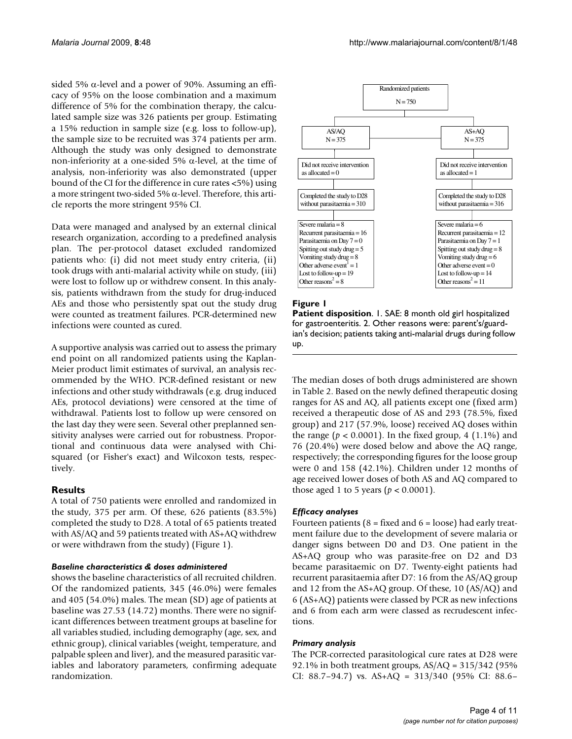sided 5% α-level and a power of 90%. Assuming an efficacy of 95% on the loose combination and a maximum difference of 5% for the combination therapy, the calculated sample size was 326 patients per group. Estimating a 15% reduction in sample size (e.g. loss to follow-up), the sample size to be recruited was 374 patients per arm. Although the study was only designed to demonstrate non-inferiority at a one-sided 5% α-level, at the time of analysis, non-inferiority was also demonstrated (upper bound of the CI for the difference in cure rates <5%) using a more stringent two-sided 5% α-level. Therefore, this article reports the more stringent 95% CI.

Data were managed and analysed by an external clinical research organization, according to a predefined analysis plan. The per-protocol dataset excluded randomized patients who: (i) did not meet study entry criteria, (ii) took drugs with anti-malarial activity while on study, (iii) were lost to follow up or withdrew consent. In this analysis, patients withdrawn from the study for drug-induced AEs and those who persistently spat out the study drug were counted as treatment failures. PCR-determined new infections were counted as cured.

A supportive analysis was carried out to assess the primary end point on all randomized patients using the Kaplan-Meier product limit estimates of survival, an analysis recommended by the WHO. PCR-defined resistant or new infections and other study withdrawals (e.g. drug induced AEs, protocol deviations) were censored at the time of withdrawal. Patients lost to follow up were censored on the last day they were seen. Several other preplanned sensitivity analyses were carried out for robustness. Proportional and continuous data were analysed with Chi-squared (or Fisher's exact) and Wilcoxon tests, respectively.

## Results

A total of 750 patients were enrolled and randomized in the study, 375 per arm. Of these, 626 patients (83.5%) completed the study to D28. A total of 65 patients treated with AS/AQ and 59 patients treated with AS+AQ withdrew or were withdrawn from the study) (Figure 1).

### *Baseline characteristics & doses administered*

shows the baseline characteristics of all recruited children. Of the randomized patients, 345 (46.0%) were females and 405 (54.0%) males. The mean (SD) age of patients at baseline was 27.53 (14.72) months. There were no significant differences between treatment groups at baseline for all variables studied, including demography (age, sex, and ethnic group), clinical variables (weight, temperature, and palpable spleen and liver), and the measured parasitic variables and laboratory parameters, confirming adequate randomization.

Randomized patients
N = 750

| AS/AQ N = 375 | AS+AQ N = 375 |
|---|---|
| Did not receive intervention as allocated = 0 | Did not receive intervention as allocated = 1 |
| Completed the study to D28 without parasitaemia = 310 | Completed the study to D28 without parasitaemia = 316 |
| Severe malaria = 8<br>Recurrent parasitaemia = 16<br>Parasitaemia on Day 7 = 0<br>Spitting out study drug = 5<br>Vomiting study drug = 8<br>Other adverse event[1] = 1<br>Lost to follow-up = 19<br>Other reasons[2] = 8 | Severe malaria = 6<br>Recurrent parasitaemia = 12<br>Parasitaemia on Day 7 = 1<br>Spitting out study drug = 8<br>Vomiting study drug = 6<br>Other adverse event = 0<br>Lost to follow-up = 14<br>Other reasons[2] = 11 |

**Figure 1**

**Patient disposition**. 1. SAE: 8 month old girl hospitalized for gastroenteritis. 2. Other reasons were: parent's/guardian's decision; patients taking anti-malarial drugs during follow up.

The median doses of both drugs administered are shown in Table 2. Based on the newly defined therapeutic dosing ranges for AS and AQ, all patients except one (fixed arm) received a therapeutic dose of AS and 293 (78.5%, fixed group) and 217 (57.9%, loose) received AQ doses within the range ($p < 0.0001$). In the fixed group, 4 (1.1%) and 76 (20.4%) were dosed below and above the AQ range, respectively; the corresponding figures for the loose group were 0 and 158 (42.1%). Children under 12 months of age received lower doses of both AS and AQ compared to those aged 1 to 5 years ($p < 0.0001$).

### *Efficacy analyses*

Fourteen patients (8 = fixed and 6 = loose) had early treatment failure due to the development of severe malaria or danger signs between D0 and D3. One patient in the AS+AQ group who was parasite-free on D2 and D3 became parasitaemic on D7. Twenty-eight patients had recurrent parasitaemia after D7: 16 from the AS/AQ group and 12 from the AS+AQ group. Of these, 10 (AS/AQ) and 6 (AS+AQ) patients were classed by PCR as new infections and 6 from each arm were classed as recrudescent infections.

### *Primary analysis*

The PCR-corrected parasitological cure rates at D28 were 92.1% in both treatment groups, AS/AQ = 315/342 (95% CI: 88.7–94.7) vs. AS+AQ = 313/340 (95% CI: 88.6–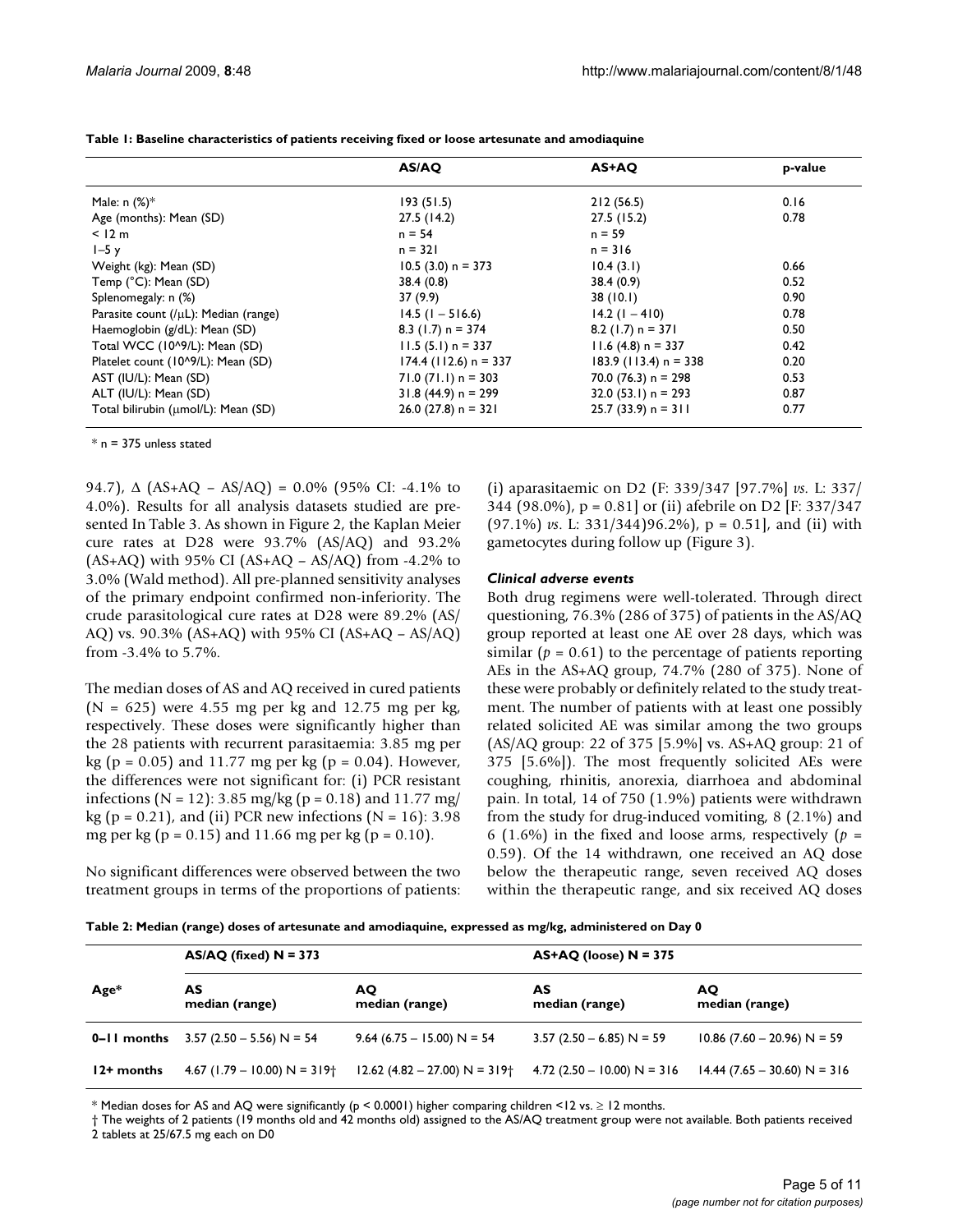**Table 1: Baseline characteristics of patients receiving fixed or loose artesunate and amodiaquine**

| | AS/AQ | AS+AQ | p-value |
|---|---|---|---|
| Male: n (%)* | 193 (51.5) | 212 (56.5) | 0.16 |
| Age (months): Mean (SD) | 27.5 (14.2) | 27.5 (15.2) | 0.78 |
| < 12 m | n = 54 | n = 59 | |
| 1–5 y | n = 321 | n = 316 | |
| Weight (kg): Mean (SD) | 10.5 (3.0) n = 373 | 10.4 (3.1) | 0.66 |
| Temp (°C): Mean (SD) | 38.4 (0.8) | 38.4 (0.9) | 0.52 |
| Splenomegaly: n (%) | 37 (9.9) | 38 (10.1) | 0.90 |
| Parasite count (/μL): Median (range) | 14.5 (1 – 516.6) | 14.2 (1 – 410) | 0.78 |
| Haemoglobin (g/dL): Mean (SD) | 8.3 (1.7) n = 374 | 8.2 (1.7) n = 371 | 0.50 |
| Total WCC (10^9/L): Mean (SD) | 11.5 (5.1) n = 337 | 11.6 (4.8) n = 337 | 0.42 |
| Platelet count (10^9/L): Mean (SD) | 174.4 (112.6) n = 337 | 183.9 (113.4) n = 338 | 0.20 |
| AST (IU/L): Mean (SD) | 71.0 (71.1) n = 303 | 70.0 (76.3) n = 298 | 0.53 |
| ALT (IU/L): Mean (SD) | 31.8 (44.9) n = 299 | 32.0 (53.1) n = 293 | 0.87 |
| Total bilirubin (μmol/L): Mean (SD) | 26.0 (27.8) n = 321 | 25.7 (33.9) n = 311 | 0.77 |

* n = 375 unless stated

94.7), Δ (AS+AQ – AS/AQ) = 0.0% (95% CI: -4.1% to 4.0%). Results for all analysis datasets studied are presented In Table 3. As shown in Figure 2, the Kaplan Meier cure rates at D28 were 93.7% (AS/AQ) and 93.2% (AS+AQ) with 95% CI (AS+AQ – AS/AQ) from -4.2% to 3.0% (Wald method). All pre-planned sensitivity analyses of the primary endpoint confirmed non-inferiority. The crude parasitological cure rates at D28 were 89.2% (AS/AQ) vs. 90.3% (AS+AQ) with 95% CI (AS+AQ – AS/AQ) from -3.4% to 5.7%.

The median doses of AS and AQ received in cured patients (N = 625) were 4.55 mg per kg and 12.75 mg per kg, respectively. These doses were significantly higher than the 28 patients with recurrent parasitaemia: 3.85 mg per kg ($p = 0.05$) and 11.77 mg per kg ($p = 0.04$). However, the differences were not significant for: (i) PCR resistant infections (N = 12): 3.85 mg/kg ($p = 0.18$) and 11.77 mg/kg ($p = 0.21$), and (ii) PCR new infections (N = 16): 3.98 mg per kg ($p = 0.15$) and 11.66 mg per kg ($p = 0.10$).

No significant differences were observed between the two treatment groups in terms of the proportions of patients: (i) aparasitaemic on D2 (F: 339/347 [97.7%] *vs*. L: 337/344 (98.0%), $p = 0.81$] or (ii) afebrile on D2 [F: 337/347 (97.1%) *vs*. L: 331/344)96.2%), $p = 0.51$], and (ii) with gametocytes during follow up (Figure 3).

### *Clinical adverse events*

Both drug regimens were well-tolerated. Through direct questioning, 76.3% (286 of 375) of patients in the AS/AQ group reported at least one AE over 28 days, which was similar ($p = 0.61$) to the percentage of patients reporting AEs in the AS+AQ group, 74.7% (280 of 375). None of these were probably or definitely related to the study treatment. The number of patients with at least one possibly related solicited AE was similar among the two groups (AS/AQ group: 22 of 375 [5.9%] vs. AS+AQ group: 21 of 375 [5.6%]). The most frequently solicited AEs were coughing, rhinitis, anorexia, diarrhoea and abdominal pain. In total, 14 of 750 (1.9%) patients were withdrawn from the study for drug-induced vomiting, 8 (2.1%) and 6 (1.6%) in the fixed and loose arms, respectively ($p = 0.59$). Of the 14 withdrawn, one received an AQ dose below the therapeutic range, seven received AQ doses within the therapeutic range, and six received AQ doses

**Table 2: Median (range) doses of artesunate and amodiaquine, expressed as mg/kg, administered on Day 0**

| Age* | AS/AQ (fixed) N = 373 | | AS+AQ (loose) N = 375 | |
|---|---|---|---|---|
| | AS median (range) | AQ median (range) | AS median (range) | AQ median (range) |
| **0–11 months** | 3.57 (2.50 – 5.56) N = 54 | 9.64 (6.75 – 15.00) N = 54 | 3.57 (2.50 – 6.85) N = 59 | 10.86 (7.60 – 20.96) N = 59 |
| **12+ months** | 4.67 (1.79 – 10.00) N = 319† | 12.62 (4.82 – 27.00) N = 319† | 4.72 (2.50 – 10.00) N = 316 | 14.44 (7.65 – 30.60) N = 316 |

* Median doses for AS and AQ were significantly ($p < 0.0001$) higher comparing children <12 vs. ≥ 12 months.
† The weights of 2 patients (19 months old and 42 months old) assigned to the AS/AQ treatment group were not available. Both patients received 2 tablets at 25/67.5 mg each on D0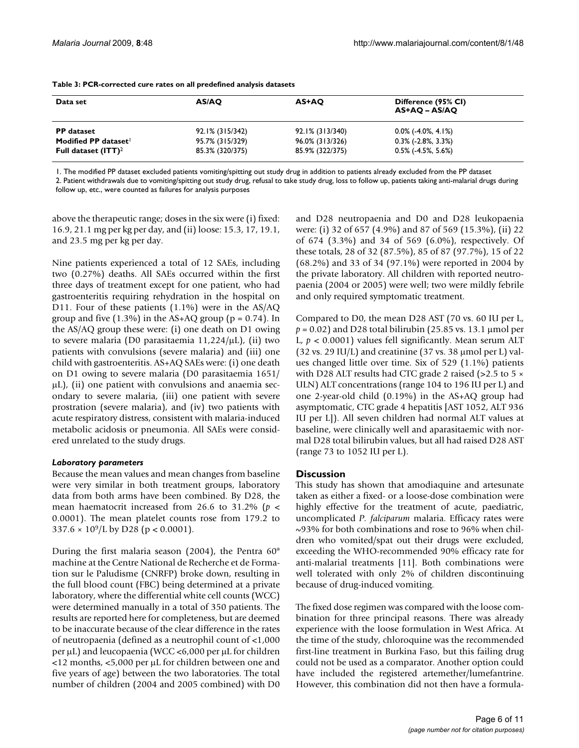**Table 3: PCR-corrected cure rates on all predefined analysis datasets**

| Data set | AS/AQ | AS+AQ | Difference (95% CI) AS+AQ – AS/AQ |
|---|---|---|---|
| **PP dataset** | 92.1% (315/342) | 92.1% (313/340) | 0.0% (-4.0%, 4.1%) |
| **Modified PP dataset**[1] | 95.7% (315/329) | 96.0% (313/326) | 0.3% (-2.8%, 3.3%) |
| **Full dataset (ITT)**[2] | 85.3% (320/375) | 85.9% (322/375) | 0.5% (-4.5%, 5.6%) |

1. The modified PP dataset excluded patients vomiting/spitting out study drug in addition to patients already excluded from the PP dataset
2. Patient withdrawals due to vomiting/spitting out study drug, refusal to take study drug, loss to follow up, patients taking anti-malarial drugs during follow up, etc., were counted as failures for analysis purposes

above the therapeutic range; doses in the six were (i) fixed: 16.9, 21.1 mg per kg per day, and (ii) loose: 15.3, 17, 19.1, and 23.5 mg per kg per day.

Nine patients experienced a total of 12 SAEs, including two (0.27%) deaths. All SAEs occurred within the first three days of treatment except for one patient, who had gastroenteritis requiring rehydration in the hospital on D11. Four of these patients (1.1%) were in the AS/AQ group and five (1.3%) in the AS+AQ group ($p = 0.74$). In the AS/AQ group these were: (i) one death on D1 owing to severe malaria (D0 parasitaemia 11,224/μL), (ii) two patients with convulsions (severe malaria) and (iii) one child with gastroenteritis. AS+AQ SAEs were: (i) one death on D1 owing to severe malaria (D0 parasitaemia 1651/μL), (ii) one patient with convulsions and anaemia secondary to severe malaria, (iii) one patient with severe prostration (severe malaria), and (iv) two patients with acute respiratory distress, consistent with malaria-induced metabolic acidosis or pneumonia. All SAEs were considered unrelated to the study drugs.

### *Laboratory parameters*

Because the mean values and mean changes from baseline were very similar in both treatment groups, laboratory data from both arms have been combined. By D28, the mean haematocrit increased from 26.6 to 31.2% ($p < 0.0001$). The mean platelet counts rose from 179.2 to $337.6 \times 10^9$/L by D28 ($p < 0.0001$).

During the first malaria season (2004), the Pentra 60® machine at the Centre National de Recherche et de Formation sur le Paludisme (CNRFP) broke down, resulting in the full blood count (FBC) being determined at a private laboratory, where the differential white cell counts (WCC) were determined manually in a total of 350 patients. The results are reported here for completeness, but are deemed to be inaccurate because of the clear difference in the rates of neutropaenia (defined as a neutrophil count of <1,000 per μL) and leucopaenia (WCC <6,000 per μL for children <12 months, <5,000 per μL for children between one and five years of age) between the two laboratories. The total number of children (2004 and 2005 combined) with D0 and D28 neutropaenia and D0 and D28 leukopaenia were: (i) 32 of 657 (4.9%) and 87 of 569 (15.3%), (ii) 22 of 674 (3.3%) and 34 of 569 (6.0%), respectively. Of these totals, 28 of 32 (87.5%), 85 of 87 (97.7%), 15 of 22 (68.2%) and 33 of 34 (97.1%) were reported in 2004 by the private laboratory. All children with reported neutropaenia (2004 or 2005) were well; two were mildly febrile and only required symptomatic treatment.

Compared to D0, the mean D28 AST (70 vs. 60 IU per L, $p = 0.02$) and D28 total bilirubin (25.85 vs. 13.1 μmol per L, $p < 0.0001$) values fell significantly. Mean serum ALT (32 vs. 29 IU/L) and creatinine (37 vs. 38 μmol per L) values changed little over time. Six of 529 (1.1%) patients with D28 ALT results had CTC grade 2 raised (>2.5 to 5 × ULN) ALT concentrations (range 104 to 196 IU per L) and one 2-year-old child (0.19%) in the AS+AQ group had asymptomatic, CTC grade 4 hepatitis [AST 1052, ALT 936 IU per L]). All seven children had normal ALT values at baseline, were clinically well and aparasitaemic with normal D28 total bilirubin values, but all had raised D28 AST (range 73 to 1052 IU per L).

## Discussion

This study has shown that amodiaquine and artesunate taken as either a fixed- or a loose-dose combination were highly effective for the treatment of acute, paediatric, uncomplicated *P. falciparum* malaria. Efficacy rates were ~93% for both combinations and rose to 96% when children who vomited/spat out their drugs were excluded, exceeding the WHO-recommended 90% efficacy rate for anti-malarial treatments [11]. Both combinations were well tolerated with only 2% of children discontinuing because of drug-induced vomiting.

The fixed dose regimen was compared with the loose combination for three principal reasons. There was already experience with the loose formulation in West Africa. At the time of the study, chloroquine was the recommended first-line treatment in Burkina Faso, but this failing drug could not be used as a comparator. Another option could have included the registered artemether/lumefantrine. However, this combination did not then have a formula-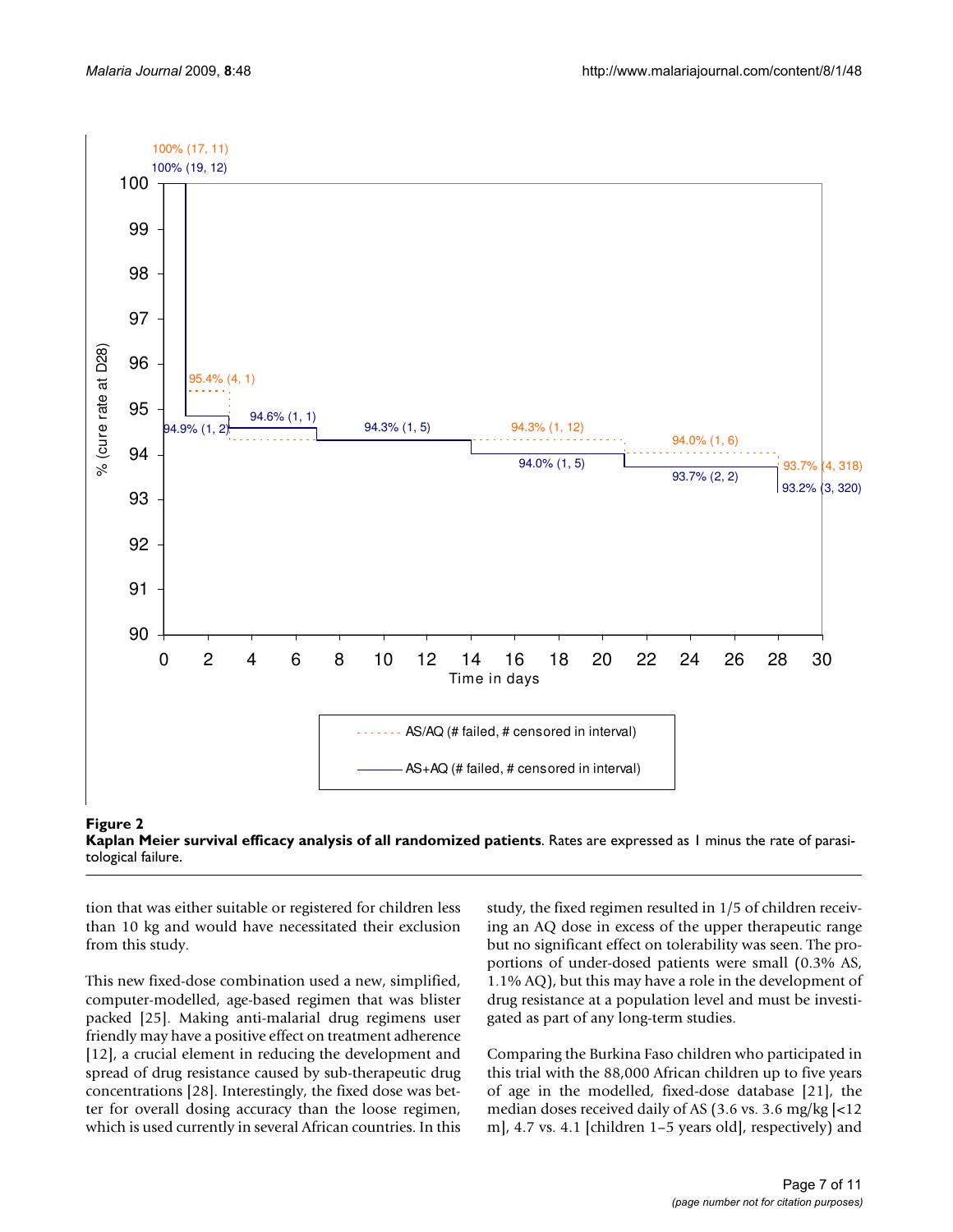**Figure 2**

**Kaplan Meier survival efficacy analysis of all randomized patients**. Rates are expressed as 1 minus the rate of parasitological failure.

tion that was either suitable or registered for children less than 10 kg and would have necessitated their exclusion from this study.

This new fixed-dose combination used a new, simplified, computer-modelled, age-based regimen that was blister packed [25]. Making anti-malarial drug regimens user friendly may have a positive effect on treatment adherence [12], a crucial element in reducing the development and spread of drug resistance caused by sub-therapeutic drug concentrations [28]. Interestingly, the fixed dose was better for overall dosing accuracy than the loose regimen, which is used currently in several African countries. In this study, the fixed regimen resulted in 1/5 of children receiving an AQ dose in excess of the upper therapeutic range but no significant effect on tolerability was seen. The proportions of under-dosed patients were small (0.3% AS, 1.1% AQ), but this may have a role in the development of drug resistance at a population level and must be investigated as part of any long-term studies.

Comparing the Burkina Faso children who participated in this trial with the 88,000 African children up to five years of age in the modelled, fixed-dose database [21], the median doses received daily of AS (3.6 vs. 3.6 mg/kg [<12 m], 4.7 vs. 4.1 [children 1–5 years old], respectively) and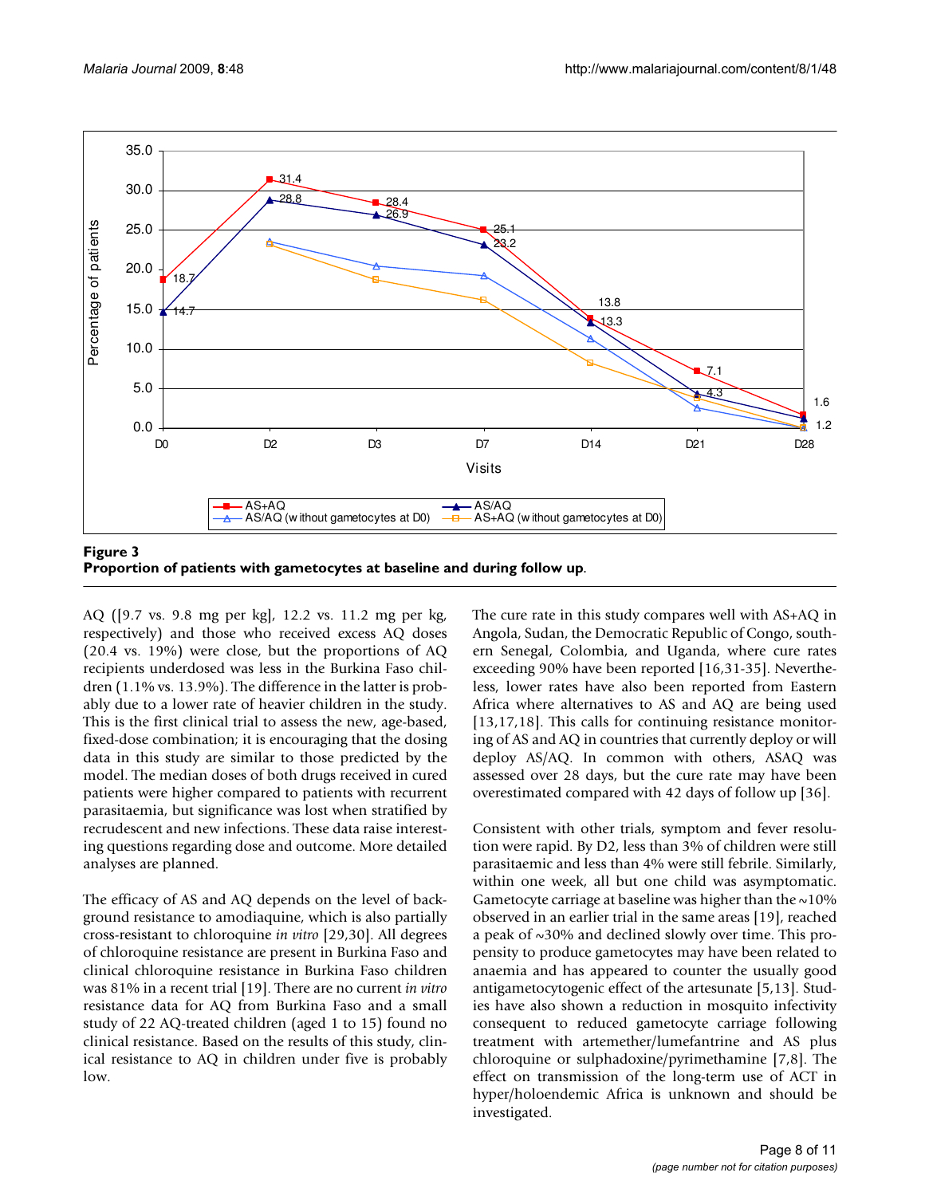**Figure 3**
**Proportion of patients with gametocytes at baseline and during follow up.**

AQ ([9.7 vs. 9.8 mg per kg], 12.2 vs. 11.2 mg per kg, respectively) and those who received excess AQ doses (20.4 vs. 19%) were close, but the proportions of AQ recipients underdosed was less in the Burkina Faso children (1.1% vs. 13.9%). The difference in the latter is probably due to a lower rate of heavier children in the study. This is the first clinical trial to assess the new, age-based, fixed-dose combination; it is encouraging that the dosing data in this study are similar to those predicted by the model. The median doses of both drugs received in cured patients were higher compared to patients with recurrent parasitaemia, but significance was lost when stratified by recrudescent and new infections. These data raise interesting questions regarding dose and outcome. More detailed analyses are planned.

The efficacy of AS and AQ depends on the level of background resistance to amodiaquine, which is also partially cross-resistant to chloroquine *in vitro* [29,30]. All degrees of chloroquine resistance are present in Burkina Faso and clinical chloroquine resistance in Burkina Faso children was 81% in a recent trial [19]. There are no current *in vitro* resistance data for AQ from Burkina Faso and a small study of 22 AQ-treated children (aged 1 to 15) found no clinical resistance. Based on the results of this study, clinical resistance to AQ in children under five is probably low.

The cure rate in this study compares well with AS+AQ in Angola, Sudan, the Democratic Republic of Congo, southern Senegal, Colombia, and Uganda, where cure rates exceeding 90% have been reported [16,31-35]. Nevertheless, lower rates have also been reported from Eastern Africa where alternatives to AS and AQ are being used [13,17,18]. This calls for continuing resistance monitoring of AS and AQ in countries that currently deploy or will deploy AS/AQ. In common with others, ASAQ was assessed over 28 days, but the cure rate may have been overestimated compared with 42 days of follow up [36].

Consistent with other trials, symptom and fever resolution were rapid. By D2, less than 3% of children were still parasitaemic and less than 4% were still febrile. Similarly, within one week, all but one child was asymptomatic. Gametocyte carriage at baseline was higher than the ~10% observed in an earlier trial in the same areas [19], reached a peak of ~30% and declined slowly over time. This propensity to produce gametocytes may have been related to anaemia and has appeared to counter the usually good antigametocytogenic effect of the artesunate [5,13]. Studies have also shown a reduction in mosquito infectivity consequent to reduced gametocyte carriage following treatment with artemether/lumefantrine and AS plus chloroquine or sulphadoxine/pyrimethamine [7,8]. The effect on transmission of the long-term use of ACT in hyper/holoendemic Africa is unknown and should be investigated.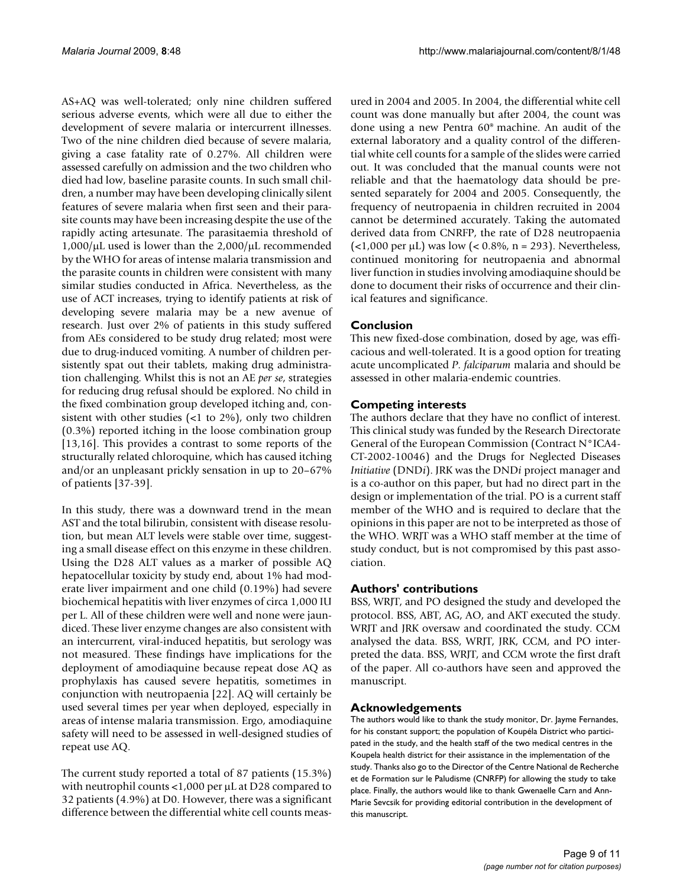AS+AQ was well-tolerated; only nine children suffered serious adverse events, which were all due to either the development of severe malaria or intercurrent illnesses. Two of the nine children died because of severe malaria, giving a case fatality rate of 0.27%. All children were assessed carefully on admission and the two children who died had low, baseline parasite counts. In such small children, a number may have been developing clinically silent features of severe malaria when first seen and their parasite counts may have been increasing despite the use of the rapidly acting artesunate. The parasitaemia threshold of 1,000/μL used is lower than the 2,000/μL recommended by the WHO for areas of intense malaria transmission and the parasite counts in children were consistent with many similar studies conducted in Africa. Nevertheless, as the use of ACT increases, trying to identify patients at risk of developing severe malaria may be a new avenue of research. Just over 2% of patients in this study suffered from AEs considered to be study drug related; most were due to drug-induced vomiting. A number of children persistently spat out their tablets, making drug administration challenging. Whilst this is not an AE *per se*, strategies for reducing drug refusal should be explored. No child in the fixed combination group developed itching and, consistent with other studies (<1 to 2%), only two children (0.3%) reported itching in the loose combination group [13,16]. This provides a contrast to some reports of the structurally related chloroquine, which has caused itching and/or an unpleasant prickly sensation in up to 20–67% of patients [37-39].

In this study, there was a downward trend in the mean AST and the total bilirubin, consistent with disease resolution, but mean ALT levels were stable over time, suggesting a small disease effect on this enzyme in these children. Using the D28 ALT values as a marker of possible AQ hepatocellular toxicity by study end, about 1% had moderate liver impairment and one child (0.19%) had severe biochemical hepatitis with liver enzymes of circa 1,000 IU per L. All of these children were well and none were jaundiced. These liver enzyme changes are also consistent with an intercurrent, viral-induced hepatitis, but serology was not measured. These findings have implications for the deployment of amodiaquine because repeat dose AQ as prophylaxis has caused severe hepatitis, sometimes in conjunction with neutropaenia [22]. AQ will certainly be used several times per year when deployed, especially in areas of intense malaria transmission. Ergo, amodiaquine safety will need to be assessed in well-designed studies of repeat use AQ.

The current study reported a total of 87 patients (15.3%) with neutrophil counts <1,000 per μL at D28 compared to 32 patients (4.9%) at D0. However, there was a significant difference between the differential white cell counts measured in 2004 and 2005. In 2004, the differential white cell count was done manually but after 2004, the count was done using a new Pentra 60® machine. An audit of the external laboratory and a quality control of the differential white cell counts for a sample of the slides were carried out. It was concluded that the manual counts were not reliable and that the haematology data should be presented separately for 2004 and 2005. Consequently, the frequency of neutropaenia in children recruited in 2004 cannot be determined accurately. Taking the automated derived data from CNRFP, the rate of D28 neutropaenia (<1,000 per μL) was low (< 0.8%, n = 293). Nevertheless, continued monitoring for neutropaenia and abnormal liver function in studies involving amodiaquine should be done to document their risks of occurrence and their clinical features and significance.

## Conclusion

This new fixed-dose combination, dosed by age, was efficacious and well-tolerated. It is a good option for treating acute uncomplicated *P. falciparum* malaria and should be assessed in other malaria-endemic countries.

## Competing interests

The authors declare that they have no conflict of interest. This clinical study was funded by the Research Directorate General of the European Commission (Contract N°ICA4-CT-2002-10046) and the Drugs for Neglected Diseases *Initiative* (DND*i*). JRK was the DND*i* project manager and is a co-author on this paper, but had no direct part in the design or implementation of the trial. PO is a current staff member of the WHO and is required to declare that the opinions in this paper are not to be interpreted as those of the WHO. WRJT was a WHO staff member at the time of study conduct, but is not compromised by this past association.

## Authors' contributions

BSS, WRJT, and PO designed the study and developed the protocol. BSS, ABT, AG, AO, and AKT executed the study. WRJT and JRK oversaw and coordinated the study. CCM analysed the data. BSS, WRJT, JRK, CCM, and PO interpreted the data. BSS, WRJT, and CCM wrote the first draft of the paper. All co-authors have seen and approved the manuscript.

## Acknowledgements

The authors would like to thank the study monitor, Dr. Jayme Fernandes, for his constant support; the population of Koupéla District who participated in the study, and the health staff of the two medical centres in the Koupela health district for their assistance in the implementation of the study. Thanks also go to the Director of the Centre National de Recherche et de Formation sur le Paludisme (CNRFP) for allowing the study to take place. Finally, the authors would like to thank Gwenaelle Carn and Ann-Marie Sevcsik for providing editorial contribution in the development of this manuscript.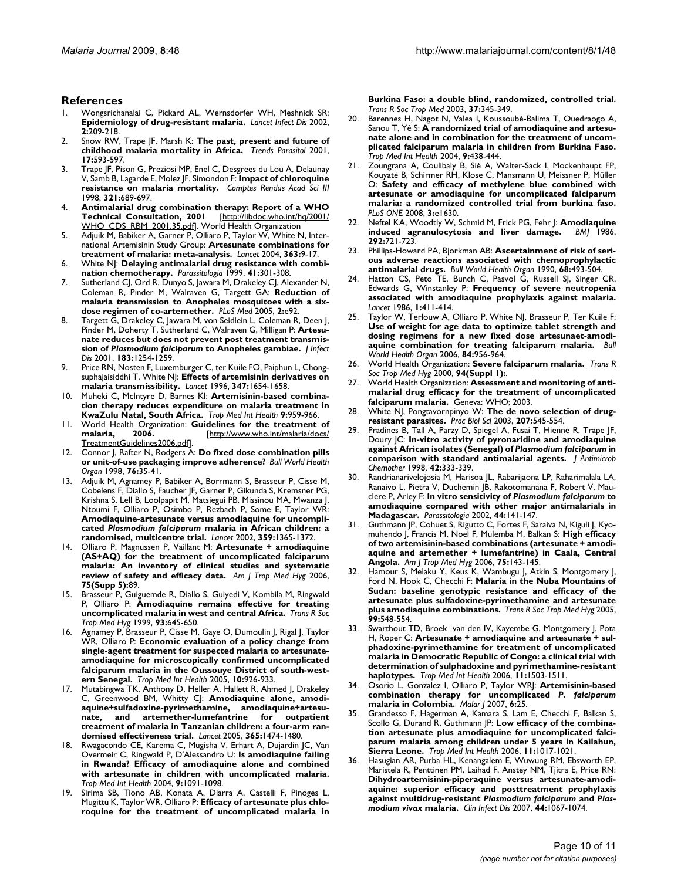## References

1. Wongsrichanalai C, Pickard AL, Wernsdorfer WH, Meshnick SR: **Epidemiology of drug-resistant malaria.** *Lancet Infect Dis* 2002, **2:**209-218.
2. Snow RW, Trape JF, Marsh K: **The past, present and future of childhood malaria mortality in Africa.** *Trends Parasitol* 2001, **17:**593-597.
3. Trape JF, Pison G, Preziosi MP, Enel C, Desgrees du Lou A, Delaunay V, Samb B, Lagarde E, Molez JF, Simondon F: **Impact of chloroquine resistance on malaria mortality.** *Comptes Rendus Acad Sci III* 1998, **321:**689-697.
4. **Antimalarial drug combination therapy: Report of a WHO Technical Consultation, 2001** [http://libdoc.who.int/hq/2001/WHO_CDS_RBM_2001.35.pdf]. World Health Organization
5. Adjuik M, Babiker A, Garner P, Olliaro P, Taylor W, White N, International Artemisinin Study Group: **Artesunate combinations for treatment of malaria: meta-analysis.** *Lancet* 2004, **363:**9-17.
6. White NJ: **Delaying antimalarial drug resistance with combination chemotherapy.** *Parassitologia* 1999, **41:**301-308.
7. Sutherland CJ, Ord R, Dunyo S, Jawara M, Drakeley CJ, Alexander N, Coleman R, Pinder M, Walraven G, Targett GA: **Reduction of malaria transmission to Anopheles mosquitoes with a six-dose regimen of co-artemether.** *PLoS Med* 2005, **2:**e92.
8. Targett G, Drakeley C, Jawara M, von Seidlein L, Coleman R, Deen J, Pinder M, Doherty T, Sutherland C, Walraven G, Milligan P: **Artesunate reduces but does not prevent post treatment transmission of *Plasmodium falciparum* to Anopheles gambiae.** *J Infect Dis* 2001, **183:**1254-1259.
9. Price RN, Nosten F, Luxemburger C, ter Kuile FO, Paiphun L, Chongsuphajaisiddhi T, White NJ: **Effects of artemisinin derivatives on malaria transmissibility.** *Lancet* 1996, **347:**1654-1658.
10. Muheki C, McIntyre D, Barnes KI: **Artemisinin-based combination therapy reduces expenditure on malaria treatment in KwaZulu Natal, South Africa.** *Trop Med Int Health* 2004, **9:**959-966.
11. World Health Organization: **Guidelines for the treatment of malaria, 2006.** [http://www.who.int/malaria/docs/TreatmentGuidelines2006.pdf].
12. Connor J, Rafter N, Rodgers A: **Do fixed dose combination pills or unit-of-use packaging improve adherence?** *Bull World Health Organ* 1998, **76:**35-41.
13. Adjuik M, Agnamey P, Babiker A, Borrmann S, Brasseur P, Cisse M, Cobelens F, Diallo S, Faucher JF, Garner P, Gikunda S, Kremsner PG, Krishna S, Lell B, Loolpapit M, Matsiegui PB, Missinou MA, Mwanza J, Ntoumi F, Olliaro P, Osimbo P, Rezbach P, Some E, Taylor WR: **Amodiaquine-artesunate versus amodiaquine for uncomplicated *Plasmodium falciparum* malaria in African children: a randomised, multicentre trial.** *Lancet* 2002, **359:**1365-1372.
14. Olliaro P, Magnussen P, Vaillant M: **Artesunate + amodiaquine (AS+AQ) for the treatment of uncomplicated falciparum malaria: An inventory of clinical studies and systematic review of safety and efficacy data.** *Am J Trop Med Hyg* 2006, **75(Supp 5):**89.
15. Brasseur P, Guiguemde R, Diallo S, Guiyedi V, Kombila M, Ringwald P, Olliaro P: **Amodiaquine remains effective for treating uncomplicated malaria in west and central Africa.** *Trans R Soc Trop Med Hyg* 1999, **93:**645-650.
16. Agnamey P, Brasseur P, Cisse M, Gaye O, Dumoulin J, Rigal J, Taylor WR, Olliaro P: **Economic evaluation of a policy change from single-agent treatment for suspected malaria to artesunate-amodiaquine for microscopically confirmed uncomplicated falciparum malaria in the Oussouye District of south-western Senegal.** *Trop Med Int Health* 2005, **10:**926-933.
17. Mutabingwa TK, Anthony D, Heller A, Hallett R, Ahmed J, Drakeley C, Greenwood BM, Whitty CJ: **Amodiaquine alone, amodiaquine+sulfadoxine-pyrimethamine, amodiaquine+artesunate, and artemether-lumefantrine for outpatient treatment of malaria in Tanzanian children: a four-arm randomised effectiveness trial.** *Lancet* 2005, **365:**1474-1480.
18. Rwagacondo CE, Karema C, Mugisha V, Erhart A, Dujardin JC, Van Overmeir C, Ringwald P, D'Alessandro U: **Is amodiaquine failing in Rwanda? Efficacy of amodiaquine alone and combined with artesunate in children with uncomplicated malaria.** *Trop Med Int Health* 2004, **9:**1091-1098.
19. Sirima SB, Tiono AB, Konata A, Diarra A, Castelli F, Pinoges L, Mugittu K, Taylor WR, Olliaro P: **Efficacy of artesunate plus chloroquine for the treatment of uncomplicated malaria in Burkina Faso: a double blind, randomized, controlled trial.** *Trans R Soc Trop Med* 2003, **37:**345-349.
20. Barennes H, Nagot N, Valea I, Koussoubé-Balima T, Ouedraogo A, Sanou T, Yé S: **A randomized trial of amodiaquine and artesunate alone and in combination for the treatment of uncomplicated falciparum malaria in children from Burkina Faso.** *Trop Med Int Health* 2004, **9:**438-444.
21. Zoungrana A, Coulibaly B, Sié A, Walter-Sack I, Mockenhaupt FP, Kouyaté B, Schirmer RH, Klose C, Mansmann U, Meissner P, Müller O: **Safety and efficacy of methylene blue combined with artesunate or amodiaquine for uncomplicated falciparum malaria: a randomized controlled trial from burkina faso.** *PLoS ONE* 2008, **3:**e1630.
22. Neftel KA, Woodtly W, Schmid M, Frick PG, Fehr J: **Amodiaquine induced agranulocytosis and liver damage.** *BMJ* 1986, **292:**721-723.
23. Phillips-Howard PA, Bjorkman AB: **Ascertainment of risk of serious adverse reactions associated with chemoprophylactic antimalarial drugs.** *Bull World Health Organ* 1990, **68:**493-504.
24. Hatton CS, Peto TE, Bunch C, Pasvol G, Russell SJ, Singer CR, Edwards G, Winstanley P: **Frequency of severe neutropenia associated with amodiaquine prophylaxis against malaria.** *Lancet* 1986, **1:**411-414.
25. Taylor W, Terlouw A, Olliaro P, White NJ, Brasseur P, Ter Kuile F: **Use of weight for age data to optimize tablet strength and dosing regimens for a new fixed dose artesunaet-amodiaquine combination for treating falciparum malaria.** *Bull World Health Organ* 2006, **84:**956-964.
26. World Health Organization: **Severe falciparum malaria.** *Trans R Soc Trop Med Hyg* 2000, **94(Suppl 1):**.
27. World Health Organization: **Assessment and monitoring of antimalarial drug efficacy for the treatment of uncomplicated falciparum malaria.** Geneva: WHO; 2003.
28. White NJ, Pongtavornpinyo W: **The de novo selection of drug-resistant parasites.** *Proc Biol Sci* 2003, **207:**545-554.
29. Pradines B, Tall A, Parzy D, Spiegel A, Fusai T, Hienne R, Trape JF, Doury JC: **In-vitro activity of pyronaridine and amodiaquine against African isolates (Senegal) of *Plasmodium falciparum* in comparison with standard antimalarial agents.** *J Antimicrob Chemother* 1998, **42:**333-339.
30. Randrianarivelojosia M, Harisoa JL, Rabarijaona LP, Raharimalala LA, Ranaivo L, Pietra V, Duchemin JB, Rakotomanana F, Robert V, Mauclere P, Ariey F: **In vitro sensitivity of *Plasmodium falciparum* to amodiaquine compared with other major antimalarials in Madagascar.** *Parassitologia* 2002, **44:**141-147.
31. Guthmann JP, Cohuet S, Rigutto C, Fortes F, Saraiva N, Kiguli J, Kyomuhendo J, Francis M, Noel F, Mulemba M, Balkan S: **High efficacy of two artemisinin-based combinations (artesunate + amodiaquine and artemether + lumefantrine) in Caala, Central Angola.** *Am J Trop Med Hyg* 2006, **75:**143-145.
32. Hamour S, Melaku Y, Keus K, Wambugu J, Atkin S, Montgomery J, Ford N, Hook C, Checchi F: **Malaria in the Nuba Mountains of Sudan: baseline genotypic resistance and efficacy of the artesunate plus sulfadoxine-pyrimethamine and artesunate plus amodiaquine combinations.** *Trans R Soc Trop Med Hyg* 2005, **99:**548-554.
33. Swarthout TD, Broek van den IV, Kayembe G, Montgomery J, Pota H, Roper C: **Artesunate + amodiaquine and artesunate + sulphadoxine-pyrimethamine for treatment of uncomplicated malaria in Democratic Republic of Congo: a clinical trial with determination of sulphadoxine and pyrimethamine-resistant haplotypes.** *Trop Med Int Health* 2006, **11:**1503-1511.
34. Osorio L, Gonzalez I, Olliaro P, Taylor WRJ: **Artemisinin-based combination therapy for uncomplicated *P. falciparum* malaria in Colombia.** *Malar J* 2007, **6:**25.
35. Grandesso F, Hagerman A, Kamara S, Lam E, Checchi F, Balkan S, Scollo G, Durand R, Guthmann JP: **Low efficacy of the combination artesunate plus amodiaquine for uncomplicated falciparum malaria among children under 5 years in Kailahun, Sierra Leone.** *Trop Med Int Health* 2006, **11:**1017-1021.
36. Hasugian AR, Purba HL, Kenangalem E, Wuwung RM, Ebsworth EP, Maristela R, Penttinen PM, Laihad F, Anstey NM, Tjitra E, Price RN: **Dihydroartemisinin-piperaquine versus artesunate-amodiaquine: superior efficacy and posttreatment prophylaxis against multidrug-resistant *Plasmodium falciparum* and *Plasmodium vivax* malaria.** *Clin Infect Dis* 2007, **44:**1067-1074.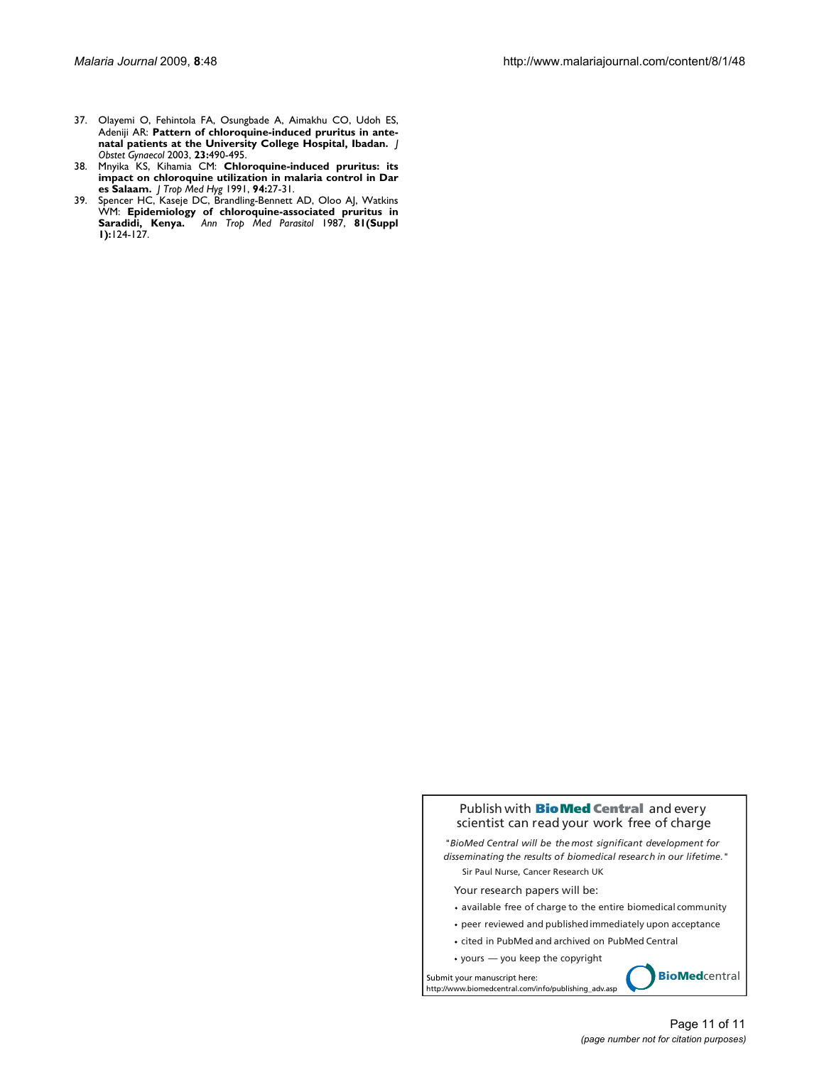37. Olayemi O, Fehintola FA, Osungbade A, Aimakhu CO, Udoh ES, Adeniji AR: **Pattern of chloroquine-induced pruritus in antenatal patients at the University College Hospital, Ibadan.** *J Obstet Gynaecol* 2003, **23:**490-495.
38. Mnyika KS, Kihamia CM: **Chloroquine-induced pruritus: its impact on chloroquine utilization in malaria control in Dar es Salaam.** *J Trop Med Hyg* 1991, **94:**27-31.
39. Spencer HC, Kaseje DC, Brandling-Bennett AD, Oloo AJ, Watkins WM: **Epidemiology of chloroquine-associated pruritus in Saradidi, Kenya.** *Ann Trop Med Parasitol* 1987, **81(Suppl 1):**124-127.

Publish with **BioMed Central** and every scientist can read your work free of charge

*"BioMed Central will be the most significant development for disseminating the results of biomedical research in our lifetime."*

Sir Paul Nurse, Cancer Research UK

Your research papers will be:

- available free of charge to the entire biomedical community
- peer reviewed and published immediately upon acceptance
- cited in PubMed and archived on PubMed Central
- yours — you keep the copyright

Submit your manuscript here:
http://www.biomedcentral.com/info/publishing_adv.asp

**BioMed**central